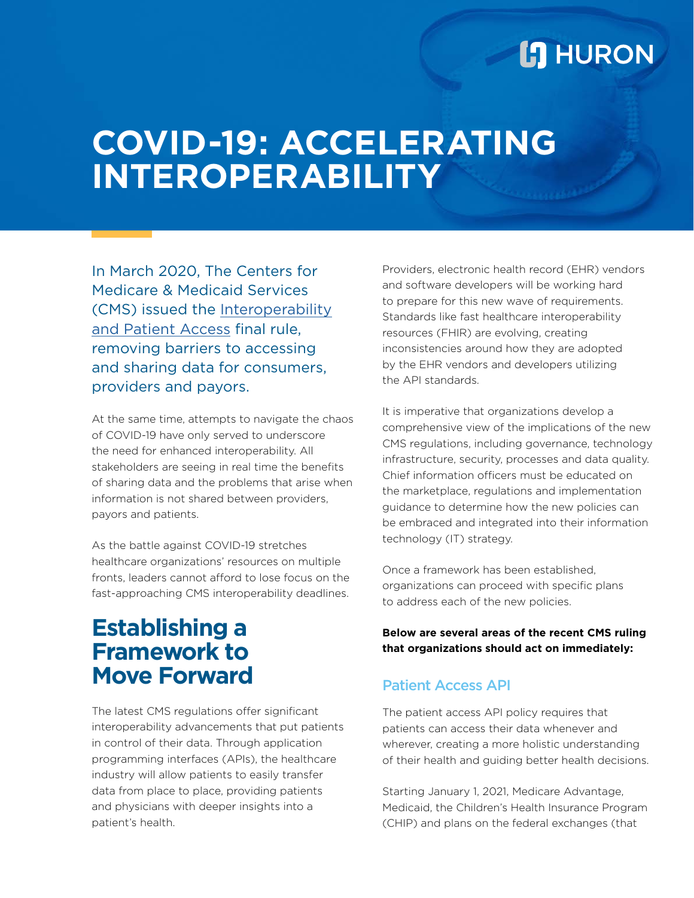# COVID-19: ACCELERATING INTEROPERABILITY

In March 2020, The Centers for Medicare & Medicaid Services (CMS) issued the Interoperability and Patient Access final rule, removing barriers to accessing and sharing data for consumers, providers and payors.

At the same time, attempts to navigate the chaos of COVID-19 have only served to underscore the need for enhanced interoperability. All stakeholders are seeing in real time the benefits of sharing data and the problems that arise when information is not shared between providers, payors and patients.

As the battle against COVID-19 stretches healthcare organizations' resources on multiple fronts, leaders cannot afford to lose focus on the fast-approaching CMS interoperability deadlines.

## Establishing a Framework to Move Forward

The latest CMS regulations offer significant interoperability advancements that put patients in control of their data. Through application programming interfaces (APIs), the healthcare industry will allow patients to easily transfer data from place to place, providing patients and physicians with deeper insights into a patient's health.

Providers, electronic health record (EHR) vendors and software developers will be working hard to prepare for this new wave of requirements. Standards like fast healthcare interoperability resources (FHIR) are evolving, creating inconsistencies around how they are adopted by the EHR vendors and developers utilizing the API standards.

It is imperative that organizations develop a comprehensive view of the implications of the new CMS regulations, including governance, technology infrastructure, security, processes and data quality. Chief information officers must be educated on the marketplace, regulations and implementation guidance to determine how the new policies can be embraced and integrated into their information technology (IT) strategy.

Once a framework has been established, organizations can proceed with specific plans to address each of the new policies.

**Below are several areas of the recent CMS ruling that organizations should act on immediately:**

### Patient Access API

The patient access API policy requires that patients can access their data whenever and wherever, creating a more holistic understanding of their health and guiding better health decisions.

Starting January 1, 2021, Medicare Advantage, Medicaid, the Children's Health Insurance Program (CHIP) and plans on the federal exchanges (that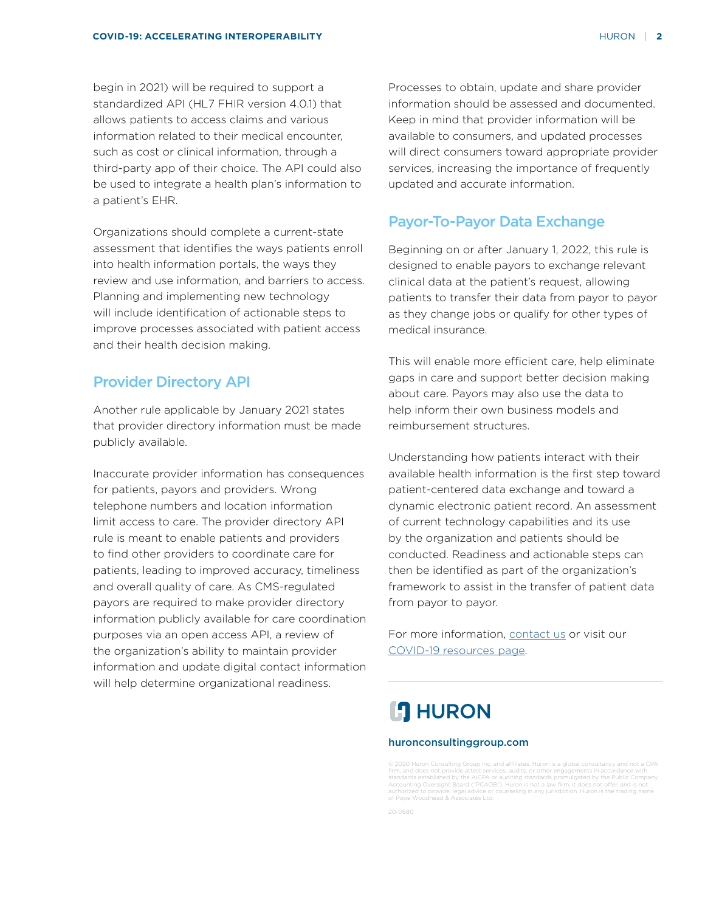begin in 2021) will be required to support a standardized API (HL7 FHIR version 4.0.1) that allows patients to access claims and various information related to their medical encounter, such as cost or clinical information, through a third-party app of their choice. The API could also be used to integrate a health plan's information to a patient's EHR.

Organizations should complete a current-state assessment that identifies the ways patients enroll into health information portals, the ways they review and use information, and barriers to access. Planning and implementing new technology will include identification of actionable steps to improve processes associated with patient access and their health decision making.

## Provider Directory API

Another rule applicable by January 2021 states that provider directory information must be made publicly available.

Inaccurate provider information has consequences for patients, payors and providers. Wrong telephone numbers and location information limit access to care. The provider directory API rule is meant to enable patients and providers to find other providers to coordinate care for patients, leading to improved accuracy, timeliness and overall quality of care. As CMS-regulated payors are required to make provider directory information publicly available for care coordination purposes via an open access API, a review of the organization's ability to maintain provider information and update digital contact information will help determine organizational readiness.

Processes to obtain, update and share provider information should be assessed and documented. Keep in mind that provider information will be available to consumers, and updated processes will direct consumers toward appropriate provider services, increasing the importance of frequently updated and accurate information.

## Payor-To-Payor Data Exchange

Beginning on or after January 1, 2022, this rule is designed to enable payors to exchange relevant clinical data at the patient's request, allowing patients to transfer their data from payor to payor as they change jobs or qualify for other types of medical insurance.

This will enable more efficient care, help eliminate gaps in care and support better decision making about care. Payors may also use the data to help inform their own business models and reimbursement structures.

Understanding how patients interact with their available health information is the first step toward patient-centered data exchange and toward a dynamic electronic patient record. An assessment of current technology capabilities and its use by the organization and patients should be conducted. Readiness and actionable steps can then be identified as part of the organization's framework to assist in the transfer of patient data from payor to payor.

For more information, contact us or visit our COVID-19 resources page.

---

**HURON**

**huronconsultinggroup.com**

© 2020 Huron Consulting Group Inc. and affiliates. Huron is a global consultancy and not a CPA firm, and does not provide attest services, audits, or other engagements in accordance with standards established by the AICPA or auditing standards promulgated by the Public Company Accounting Oversight Board ("PCAOB"). Huron is not a law firm; it does not offer, and is not authorized to provide, legal advice or counseling in any jurisdiction. Huron is the trading name of Pope Woodhead & Associates Ltd.

20-0680